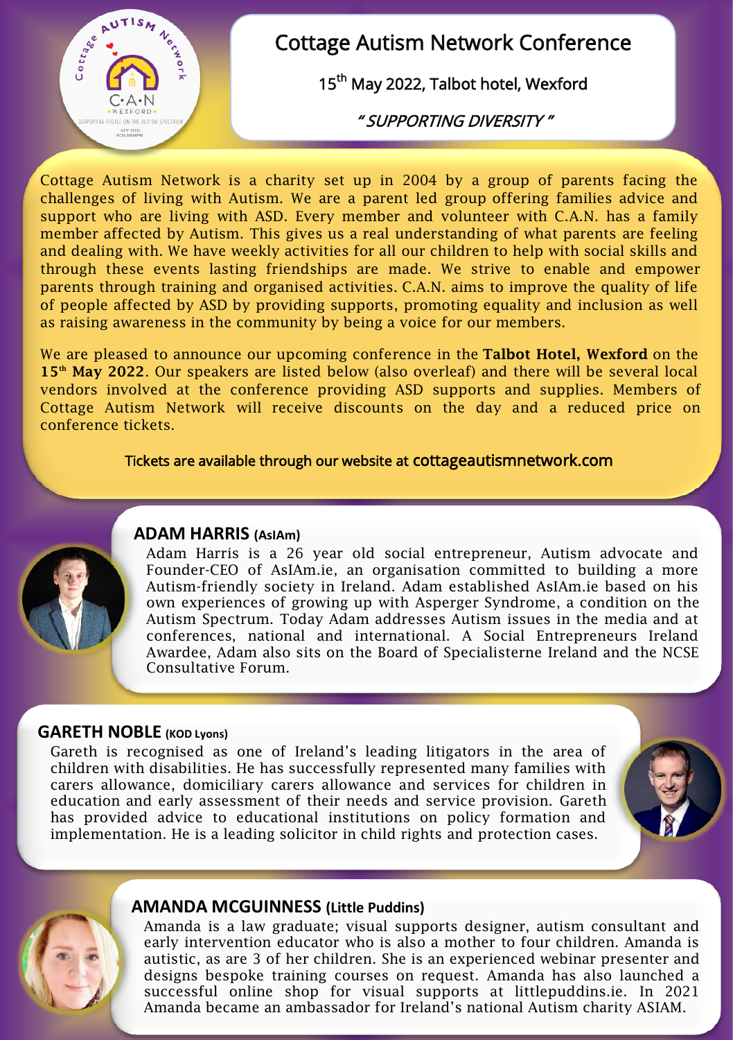# Cottage Autism Network Conference

15th May 2022, Talbot hotel, Wexford

*" SUPPORTING DIVERSITY "*

Cottage Autism Network is a charity set up in 2004 by a group of parents facing the challenges of living with Autism. We are a parent led group offering families advice and support who are living with ASD. Every member and volunteer with C.A.N. has a family member affected by Autism. This gives us a real understanding of what parents are feeling and dealing with. We have weekly activities for all our children to help with social skills and through these events lasting friendships are made. We strive to enable and empower parents through training and organised activities. C.A.N. aims to improve the quality of life of people affected by ASD by providing supports, promoting equality and inclusion as well as raising awareness in the community by being a voice for our members.

We are pleased to announce our upcoming conference in the **Talbot Hotel, Wexford** on the **15th May 2022**. Our speakers are listed below (also overleaf) and there will be several local vendors involved at the conference providing ASD supports and supplies. Members of Cottage Autism Network will receive discounts on the day and a reduced price on conference tickets.

Tickets are available through our website at cottageautismnetwork.com

## ADAM HARRIS (AsIAm)

Adam Harris is a 26 year old social entrepreneur, Autism advocate and Founder-CEO of AsIAm.ie, an organisation committed to building a more Autism-friendly society in Ireland. Adam established AsIAm.ie based on his own experiences of growing up with Asperger Syndrome, a condition on the Autism Spectrum. Today Adam addresses Autism issues in the media and at conferences, national and international. A Social Entrepreneurs Ireland Awardee, Adam also sits on the Board of Specialisterne Ireland and the NCSE Consultative Forum.

## GARETH NOBLE (KOD Lyons)

Gareth is recognised as one of Ireland's leading litigators in the area of children with disabilities. He has successfully represented many families with carers allowance, domiciliary carers allowance and services for children in education and early assessment of their needs and service provision. Gareth has provided advice to educational institutions on policy formation and implementation. He is a leading solicitor in child rights and protection cases.

## AMANDA MCGUINNESS (Little Puddins)

Amanda is a law graduate; visual supports designer, autism consultant and early intervention educator who is also a mother to four children. Amanda is autistic, as are 3 of her children. She is an experienced webinar presenter and designs bespoke training courses on request. Amanda has also launched a successful online shop for visual supports at littlepuddins.ie. In 2021 Amanda became an ambassador for Ireland's national Autism charity ASIAM.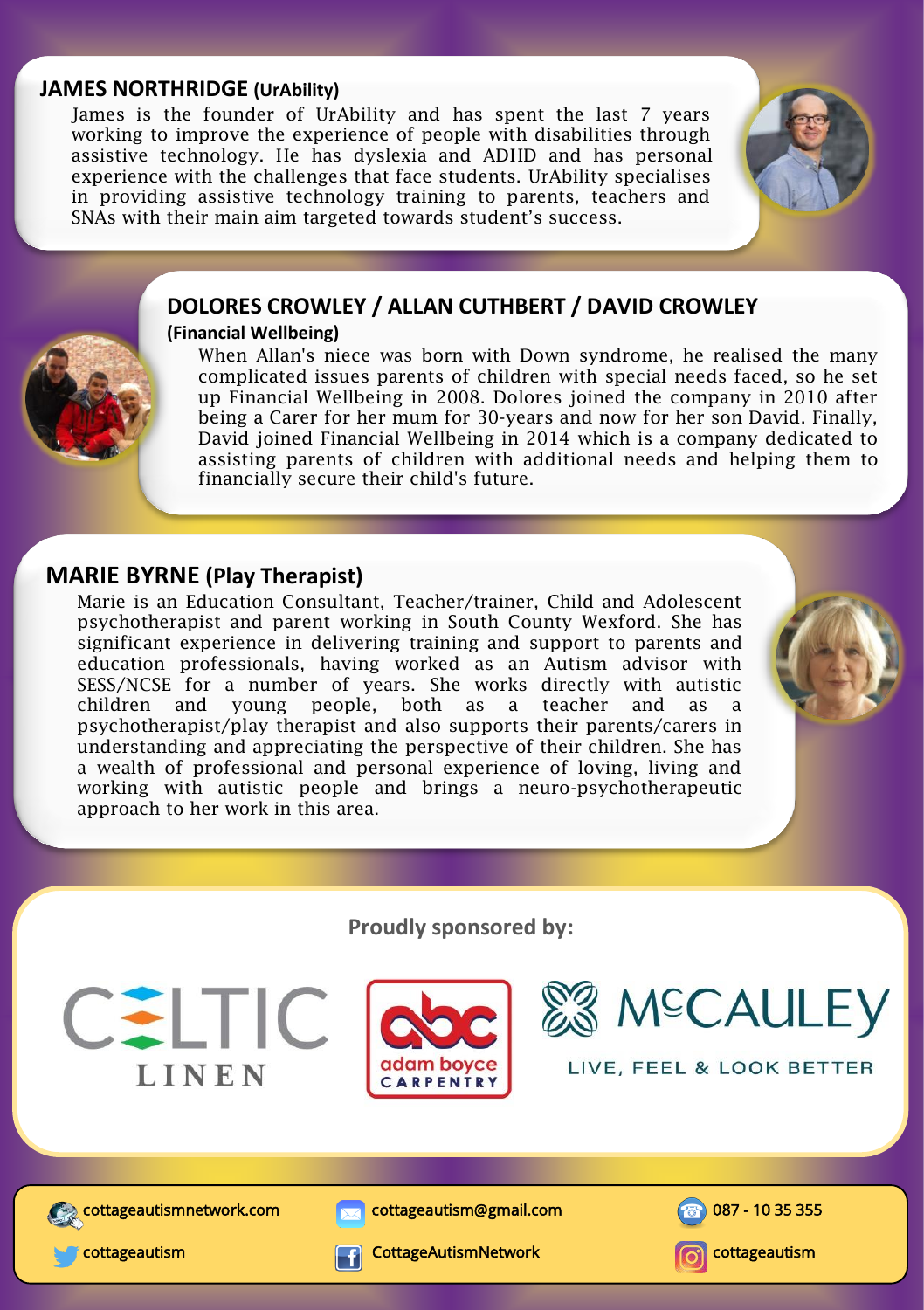## JAMES NORTHRIDGE (UrAbility)

James is the founder of UrAbility and has spent the last 7 years working to improve the experience of people with disabilities through assistive technology. He has dyslexia and ADHD and has personal experience with the challenges that face students. UrAbility specialises in providing assistive technology training to parents, teachers and SNAs with their main aim targeted towards student's success.

## DOLORES CROWLEY / ALLAN CUTHBERT / DAVID CROWLEY

**(Financial Wellbeing)**

When Allan's niece was born with Down syndrome, he realised the many complicated issues parents of children with special needs faced, so he set up Financial Wellbeing in 2008. Dolores joined the company in 2010 after being a Carer for her mum for 30-years and now for her son David. Finally, David joined Financial Wellbeing in 2014 which is a company dedicated to assisting parents of children with additional needs and helping them to financially secure their child's future.

## MARIE BYRNE (Play Therapist)

Marie is an Education Consultant, Teacher/trainer, Child and Adolescent psychotherapist and parent working in South County Wexford. She has significant experience in delivering training and support to parents and education professionals, having worked as an Autism advisor with SESS/NCSE for a number of years. She works directly with autistic children and young people, both as a teacher and as a psychotherapist/play therapist and also supports their parents/carers in understanding and appreciating the perspective of their children. She has a wealth of professional and personal experience of loving, living and working with autistic people and brings a neuro-psychotherapeutic approach to her work in this area.

**Proudly sponsored by:**

CELTIC LINEN

abc adam boyce CARPENTRY

McCAULEY — LIVE, FEEL & LOOK BETTER

cottageautismnetwork.com | cottageautism@gmail.com | 087 - 10 35 355

cottageautism | CottageAutismNetwork | cottageautism